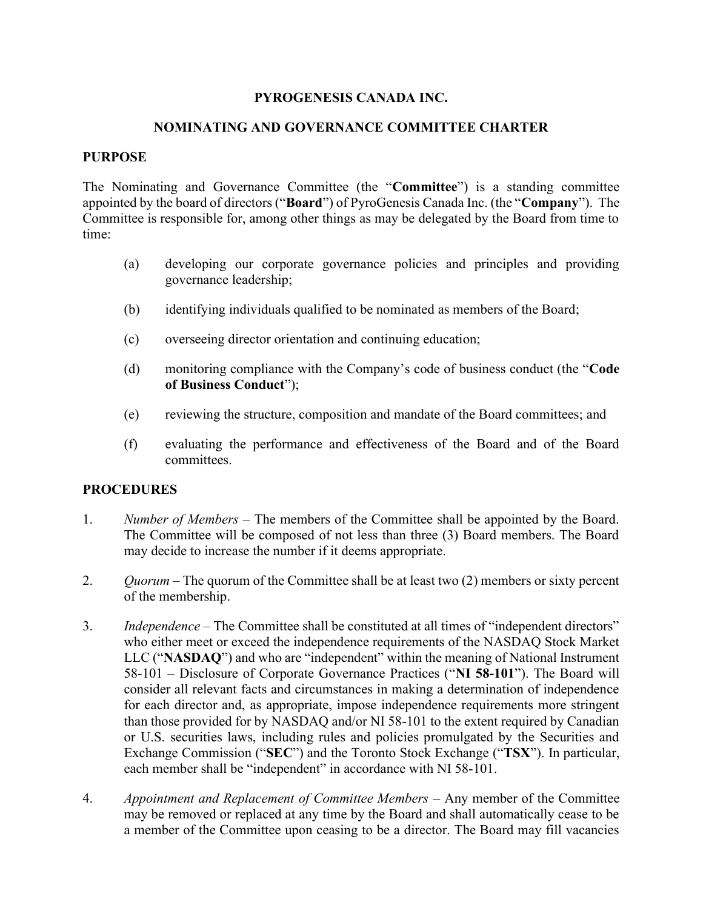# PYROGENESIS CANADA INC.

## NOMINATING AND GOVERNANCE COMMITTEE CHARTER

### PURPOSE

The Nominating and Governance Committee (the "**Committee**") is a standing committee appointed by the board of directors ("**Board**") of PyroGenesis Canada Inc. (the "**Company**"). The Committee is responsible for, among other things as may be delegated by the Board from time to time:

(a) developing our corporate governance policies and principles and providing governance leadership;

(b) identifying individuals qualified to be nominated as members of the Board;

(c) overseeing director orientation and continuing education;

(d) monitoring compliance with the Company's code of business conduct (the "**Code of Business Conduct**");

(e) reviewing the structure, composition and mandate of the Board committees; and

(f) evaluating the performance and effectiveness of the Board and of the Board committees.

### PROCEDURES

1. *Number of Members* – The members of the Committee shall be appointed by the Board. The Committee will be composed of not less than three (3) Board members. The Board may decide to increase the number if it deems appropriate.

2. *Quorum* – The quorum of the Committee shall be at least two (2) members or sixty percent of the membership.

3. *Independence* – The Committee shall be constituted at all times of "independent directors" who either meet or exceed the independence requirements of the NASDAQ Stock Market LLC ("**NASDAQ**") and who are "independent" within the meaning of National Instrument 58-101 – Disclosure of Corporate Governance Practices ("**NI 58-101**"). The Board will consider all relevant facts and circumstances in making a determination of independence for each director and, as appropriate, impose independence requirements more stringent than those provided for by NASDAQ and/or NI 58-101 to the extent required by Canadian or U.S. securities laws, including rules and policies promulgated by the Securities and Exchange Commission ("**SEC**") and the Toronto Stock Exchange ("**TSX**"). In particular, each member shall be "independent" in accordance with NI 58-101.

4. *Appointment and Replacement of Committee Members* – Any member of the Committee may be removed or replaced at any time by the Board and shall automatically cease to be a member of the Committee upon ceasing to be a director. The Board may fill vacancies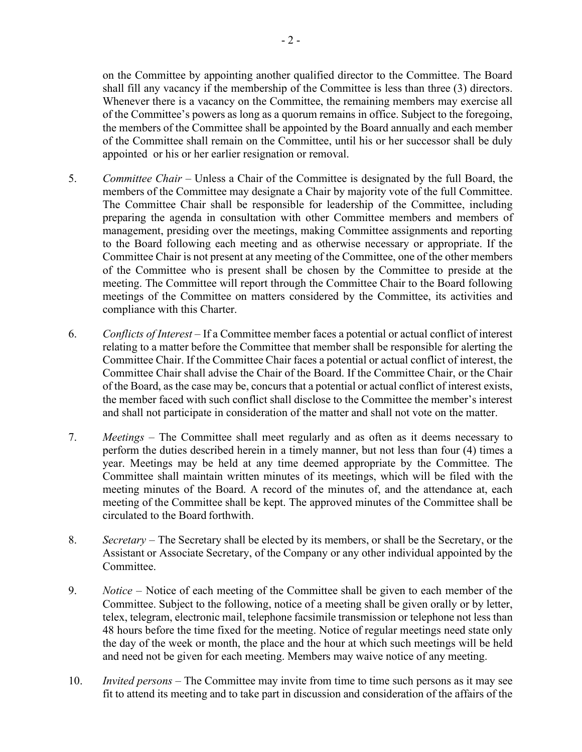on the Committee by appointing another qualified director to the Committee. The Board shall fill any vacancy if the membership of the Committee is less than three (3) directors. Whenever there is a vacancy on the Committee, the remaining members may exercise all of the Committee's powers as long as a quorum remains in office. Subject to the foregoing, the members of the Committee shall be appointed by the Board annually and each member of the Committee shall remain on the Committee, until his or her successor shall be duly appointed or his or her earlier resignation or removal.

5. *Committee Chair* – Unless a Chair of the Committee is designated by the full Board, the members of the Committee may designate a Chair by majority vote of the full Committee. The Committee Chair shall be responsible for leadership of the Committee, including preparing the agenda in consultation with other Committee members and members of management, presiding over the meetings, making Committee assignments and reporting to the Board following each meeting and as otherwise necessary or appropriate. If the Committee Chair is not present at any meeting of the Committee, one of the other members of the Committee who is present shall be chosen by the Committee to preside at the meeting. The Committee will report through the Committee Chair to the Board following meetings of the Committee on matters considered by the Committee, its activities and compliance with this Charter.

6. *Conflicts of Interest* – If a Committee member faces a potential or actual conflict of interest relating to a matter before the Committee that member shall be responsible for alerting the Committee Chair. If the Committee Chair faces a potential or actual conflict of interest, the Committee Chair shall advise the Chair of the Board. If the Committee Chair, or the Chair of the Board, as the case may be, concurs that a potential or actual conflict of interest exists, the member faced with such conflict shall disclose to the Committee the member's interest and shall not participate in consideration of the matter and shall not vote on the matter.

7. *Meetings* – The Committee shall meet regularly and as often as it deems necessary to perform the duties described herein in a timely manner, but not less than four (4) times a year. Meetings may be held at any time deemed appropriate by the Committee. The Committee shall maintain written minutes of its meetings, which will be filed with the meeting minutes of the Board. A record of the minutes of, and the attendance at, each meeting of the Committee shall be kept. The approved minutes of the Committee shall be circulated to the Board forthwith.

8. *Secretary* – The Secretary shall be elected by its members, or shall be the Secretary, or the Assistant or Associate Secretary, of the Company or any other individual appointed by the Committee.

9. *Notice* – Notice of each meeting of the Committee shall be given to each member of the Committee. Subject to the following, notice of a meeting shall be given orally or by letter, telex, telegram, electronic mail, telephone facsimile transmission or telephone not less than 48 hours before the time fixed for the meeting. Notice of regular meetings need state only the day of the week or month, the place and the hour at which such meetings will be held and need not be given for each meeting. Members may waive notice of any meeting.

10. *Invited persons* – The Committee may invite from time to time such persons as it may see fit to attend its meeting and to take part in discussion and consideration of the affairs of the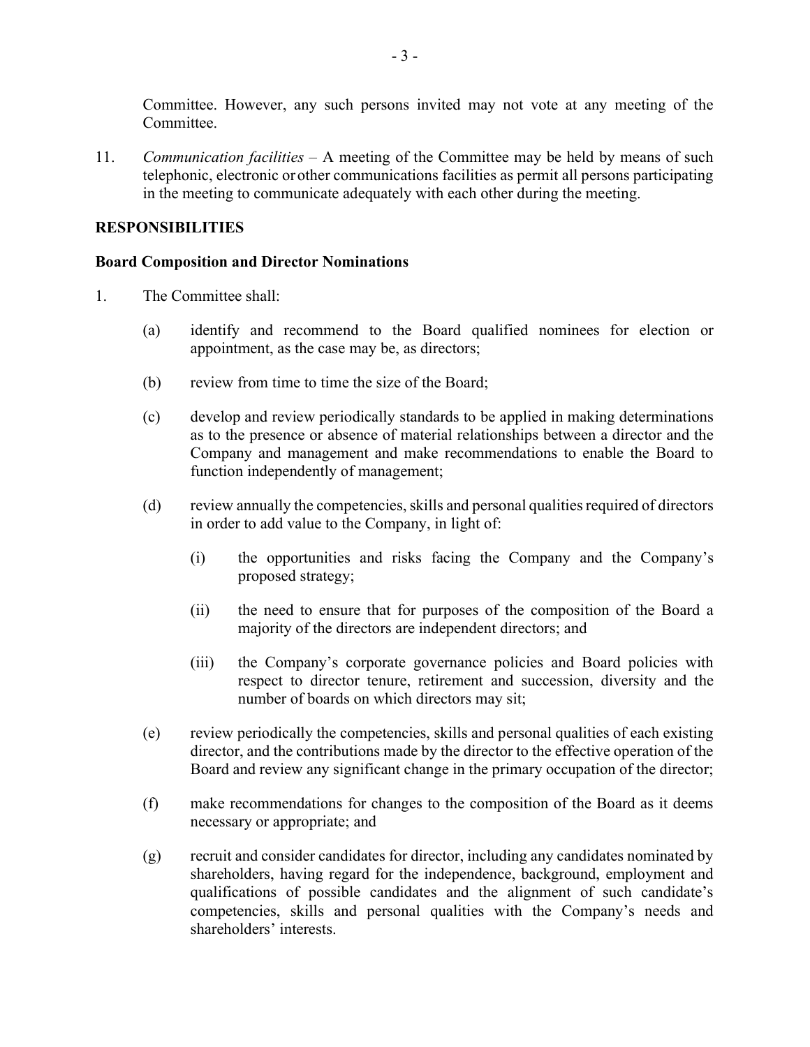Committee. However, any such persons invited may not vote at any meeting of the Committee.

11. *Communication facilities* – A meeting of the Committee may be held by means of such telephonic, electronic or other communications facilities as permit all persons participating in the meeting to communicate adequately with each other during the meeting.

## RESPONSIBILITIES

### Board Composition and Director Nominations

1. The Committee shall:

   (a) identify and recommend to the Board qualified nominees for election or appointment, as the case may be, as directors;

   (b) review from time to time the size of the Board;

   (c) develop and review periodically standards to be applied in making determinations as to the presence or absence of material relationships between a director and the Company and management and make recommendations to enable the Board to function independently of management;

   (d) review annually the competencies, skills and personal qualities required of directors in order to add value to the Company, in light of:

      (i) the opportunities and risks facing the Company and the Company's proposed strategy;

      (ii) the need to ensure that for purposes of the composition of the Board a majority of the directors are independent directors; and

      (iii) the Company's corporate governance policies and Board policies with respect to director tenure, retirement and succession, diversity and the number of boards on which directors may sit;

   (e) review periodically the competencies, skills and personal qualities of each existing director, and the contributions made by the director to the effective operation of the Board and review any significant change in the primary occupation of the director;

   (f) make recommendations for changes to the composition of the Board as it deems necessary or appropriate; and

   (g) recruit and consider candidates for director, including any candidates nominated by shareholders, having regard for the independence, background, employment and qualifications of possible candidates and the alignment of such candidate's competencies, skills and personal qualities with the Company's needs and shareholders' interests.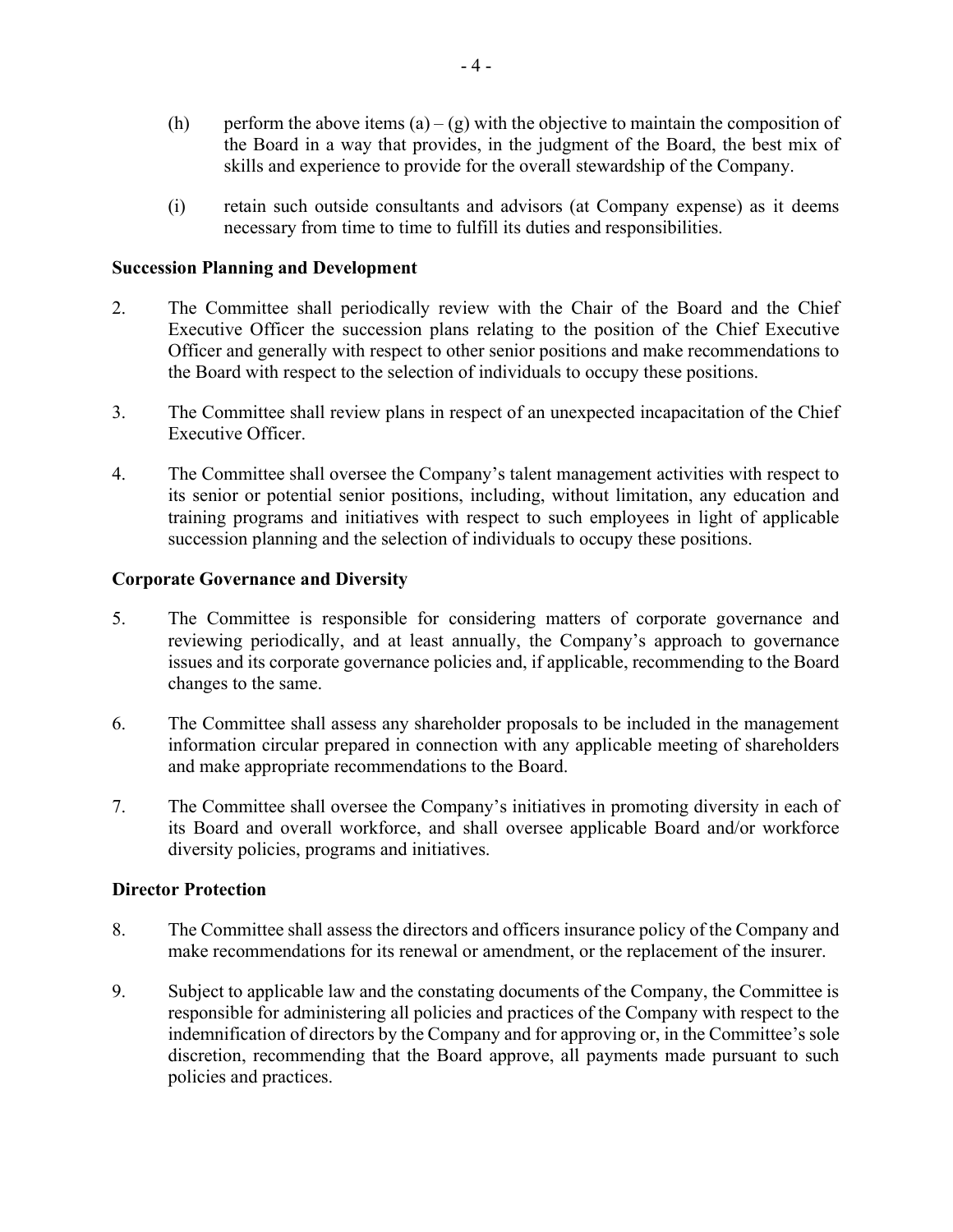(h) perform the above items (a) – (g) with the objective to maintain the composition of the Board in a way that provides, in the judgment of the Board, the best mix of skills and experience to provide for the overall stewardship of the Company.

(i) retain such outside consultants and advisors (at Company expense) as it deems necessary from time to time to fulfill its duties and responsibilities.

**Succession Planning and Development**

2. The Committee shall periodically review with the Chair of the Board and the Chief Executive Officer the succession plans relating to the position of the Chief Executive Officer and generally with respect to other senior positions and make recommendations to the Board with respect to the selection of individuals to occupy these positions.

3. The Committee shall review plans in respect of an unexpected incapacitation of the Chief Executive Officer.

4. The Committee shall oversee the Company's talent management activities with respect to its senior or potential senior positions, including, without limitation, any education and training programs and initiatives with respect to such employees in light of applicable succession planning and the selection of individuals to occupy these positions.

**Corporate Governance and Diversity**

5. The Committee is responsible for considering matters of corporate governance and reviewing periodically, and at least annually, the Company's approach to governance issues and its corporate governance policies and, if applicable, recommending to the Board changes to the same.

6. The Committee shall assess any shareholder proposals to be included in the management information circular prepared in connection with any applicable meeting of shareholders and make appropriate recommendations to the Board.

7. The Committee shall oversee the Company's initiatives in promoting diversity in each of its Board and overall workforce, and shall oversee applicable Board and/or workforce diversity policies, programs and initiatives.

**Director Protection**

8. The Committee shall assess the directors and officers insurance policy of the Company and make recommendations for its renewal or amendment, or the replacement of the insurer.

9. Subject to applicable law and the constating documents of the Company, the Committee is responsible for administering all policies and practices of the Company with respect to the indemnification of directors by the Company and for approving or, in the Committee's sole discretion, recommending that the Board approve, all payments made pursuant to such policies and practices.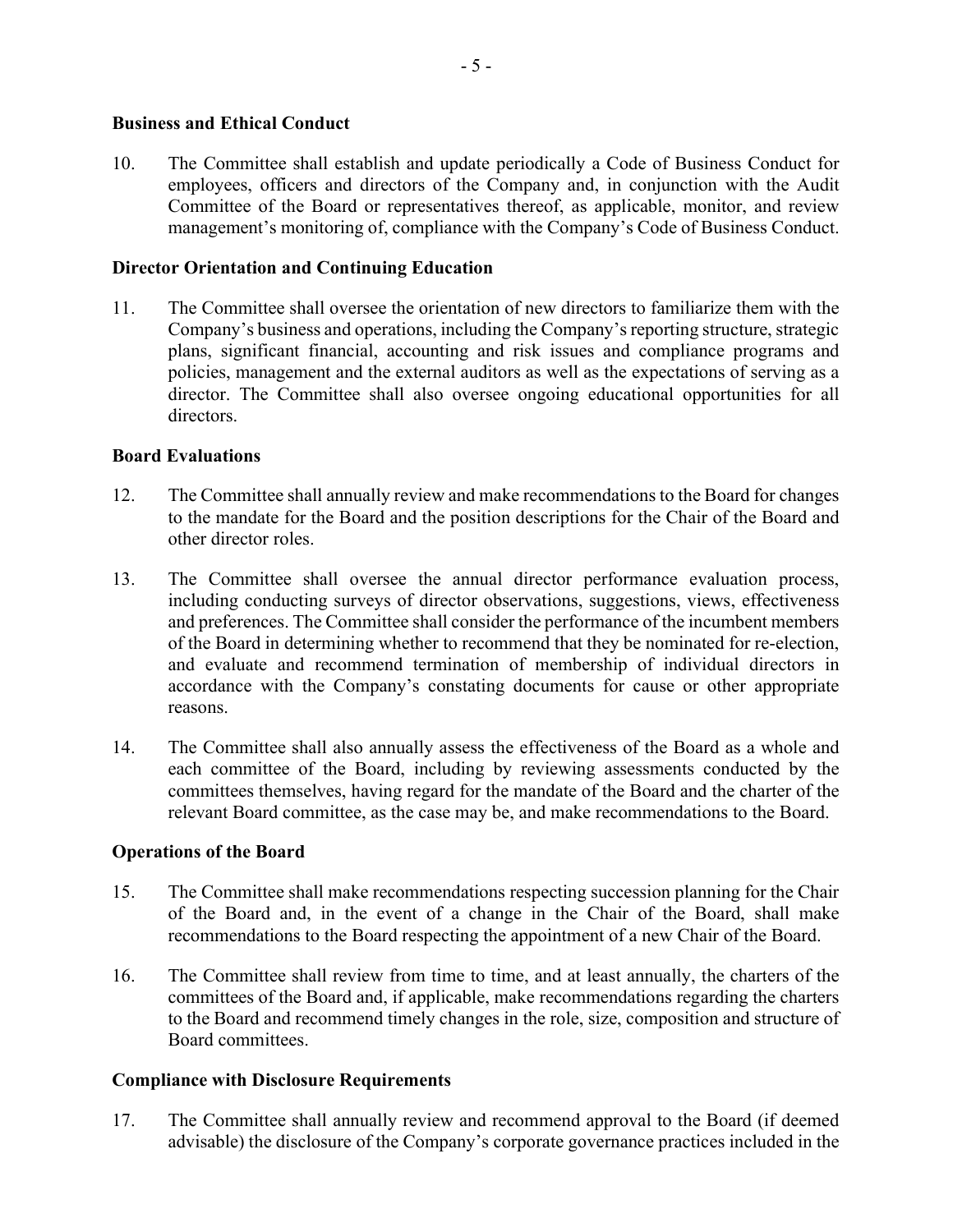**Business and Ethical Conduct**

10. The Committee shall establish and update periodically a Code of Business Conduct for employees, officers and directors of the Company and, in conjunction with the Audit Committee of the Board or representatives thereof, as applicable, monitor, and review management's monitoring of, compliance with the Company's Code of Business Conduct.

**Director Orientation and Continuing Education**

11. The Committee shall oversee the orientation of new directors to familiarize them with the Company's business and operations, including the Company's reporting structure, strategic plans, significant financial, accounting and risk issues and compliance programs and policies, management and the external auditors as well as the expectations of serving as a director. The Committee shall also oversee ongoing educational opportunities for all directors.

**Board Evaluations**

12. The Committee shall annually review and make recommendations to the Board for changes to the mandate for the Board and the position descriptions for the Chair of the Board and other director roles.

13. The Committee shall oversee the annual director performance evaluation process, including conducting surveys of director observations, suggestions, views, effectiveness and preferences. The Committee shall consider the performance of the incumbent members of the Board in determining whether to recommend that they be nominated for re-election, and evaluate and recommend termination of membership of individual directors in accordance with the Company's constating documents for cause or other appropriate reasons.

14. The Committee shall also annually assess the effectiveness of the Board as a whole and each committee of the Board, including by reviewing assessments conducted by the committees themselves, having regard for the mandate of the Board and the charter of the relevant Board committee, as the case may be, and make recommendations to the Board.

**Operations of the Board**

15. The Committee shall make recommendations respecting succession planning for the Chair of the Board and, in the event of a change in the Chair of the Board, shall make recommendations to the Board respecting the appointment of a new Chair of the Board.

16. The Committee shall review from time to time, and at least annually, the charters of the committees of the Board and, if applicable, make recommendations regarding the charters to the Board and recommend timely changes in the role, size, composition and structure of Board committees.

**Compliance with Disclosure Requirements**

17. The Committee shall annually review and recommend approval to the Board (if deemed advisable) the disclosure of the Company's corporate governance practices included in the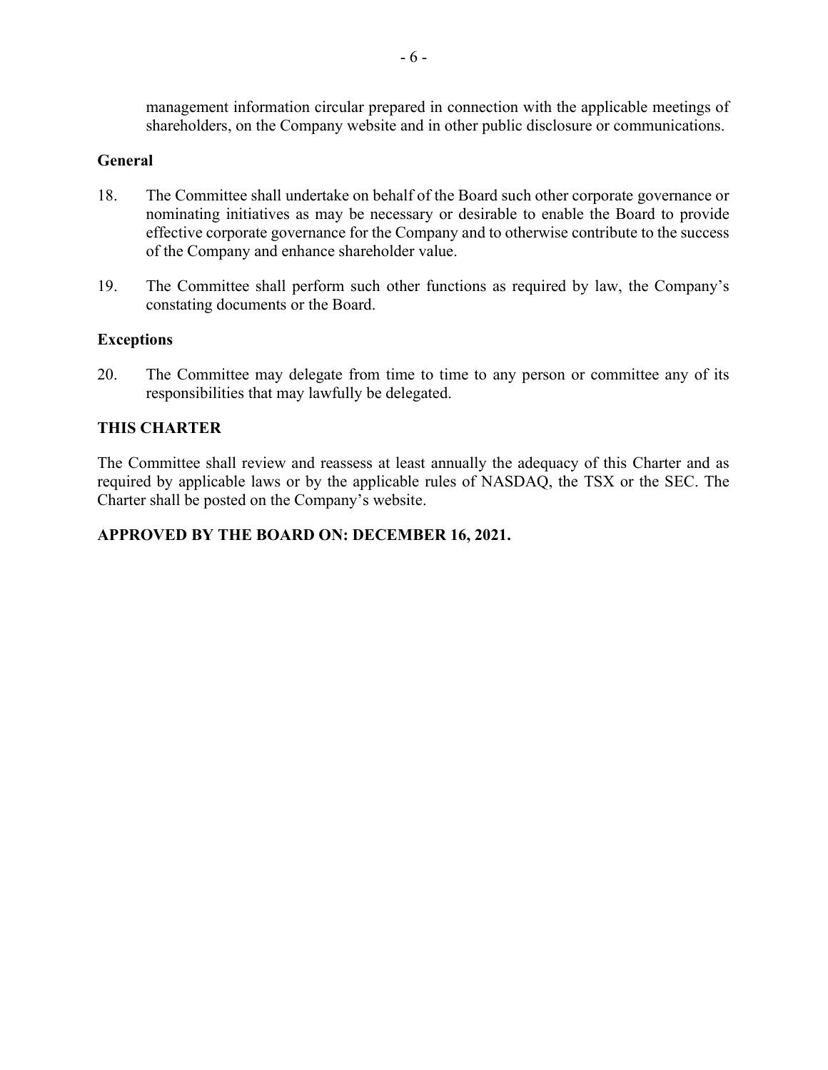management information circular prepared in connection with the applicable meetings of shareholders, on the Company website and in other public disclosure or communications.

### General

18. The Committee shall undertake on behalf of the Board such other corporate governance or nominating initiatives as may be necessary or desirable to enable the Board to provide effective corporate governance for the Company and to otherwise contribute to the success of the Company and enhance shareholder value.

19. The Committee shall perform such other functions as required by law, the Company's constating documents or the Board.

### Exceptions

20. The Committee may delegate from time to time to any person or committee any of its responsibilities that may lawfully be delegated.

## THIS CHARTER

The Committee shall review and reassess at least annually the adequacy of this Charter and as required by applicable laws or by the applicable rules of NASDAQ, the TSX or the SEC. The Charter shall be posted on the Company's website.

**APPROVED BY THE BOARD ON: DECEMBER 16, 2021.**